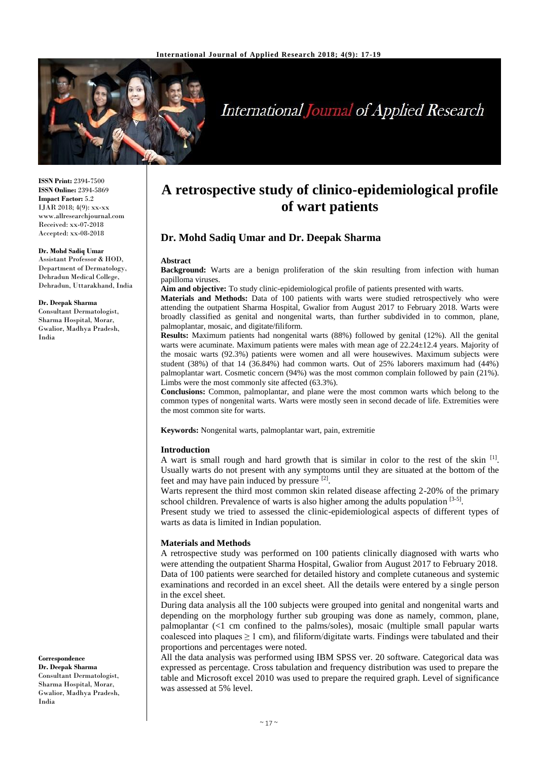**ISSN Print:** 2394-7500
**ISSN Online:** 2394-5869
**Impact Factor:** 5.2
IJAR 2018; 4(9): xx-xx
www.allresearchjournal.com
Received: xx-07-2018
Accepted: xx-08-2018

**Dr. Mohd Sadiq Umar**
Assistant Professor & HOD, Department of Dermatology, Dehradun Medical College, Dehradun, Uttarakhand, India

**Dr. Deepak Sharma**
Consultant Dermatologist, Sharma Hospital, Morar, Gwalior, Madhya Pradesh, India

**Correspondence**
**Dr. Deepak Sharma**
Consultant Dermatologist, Sharma Hospital, Morar, Gwalior, Madhya Pradesh, India

# A retrospective study of clinico-epidemiological profile of wart patients

## Dr. Mohd Sadiq Umar and Dr. Deepak Sharma

### Abstract

**Background:** Warts are a benign proliferation of the skin resulting from infection with human papilloma viruses.

**Aim and objective:** To study clinic-epidemiological profile of patients presented with warts.

**Materials and Methods:** Data of 100 patients with warts were studied retrospectively who were attending the outpatient Sharma Hospital, Gwalior from August 2017 to February 2018. Warts were broadly classified as genital and nongenital warts, than further subdivided in to common, plane, palmoplantar, mosaic, and digitate/filiform.

**Results:** Maximum patients had nongenital warts (88%) followed by genital (12%). All the genital warts were acuminate. Maximum patients were males with mean age of 22.24±12.4 years. Majority of the mosaic warts (92.3%) patients were women and all were housewives. Maximum subjects were student (38%) of that 14 (36.84%) had common warts. Out of 25% laborers maximum had (44%) palmoplantar wart. Cosmetic concern (94%) was the most common complain followed by pain (21%). Limbs were the most commonly site affected (63.3%).

**Conclusions:** Common, palmoplantar, and plane were the most common warts which belong to the common types of nongenital warts. Warts were mostly seen in second decade of life. Extremities were the most common site for warts.

**Keywords:** Nongenital warts, palmoplantar wart, pain, extremitie

### Introduction

A wart is small rough and hard growth that is similar in color to the rest of the skin [1]. Usually warts do not present with any symptoms until they are situated at the bottom of the feet and may have pain induced by pressure [2].

Warts represent the third most common skin related disease affecting 2-20% of the primary school children. Prevalence of warts is also higher among the adults population [3-5].

Present study we tried to assessed the clinic-epidemiological aspects of different types of warts as data is limited in Indian population.

### Materials and Methods

A retrospective study was performed on 100 patients clinically diagnosed with warts who were attending the outpatient Sharma Hospital, Gwalior from August 2017 to February 2018. Data of 100 patients were searched for detailed history and complete cutaneous and systemic examinations and recorded in an excel sheet. All the details were entered by a single person in the excel sheet.

During data analysis all the 100 subjects were grouped into genital and nongenital warts and depending on the morphology further sub grouping was done as namely, common, plane, palmoplantar (<1 cm confined to the palms/soles), mosaic (multiple small papular warts coalesced into plaques ≥ 1 cm), and filiform/digitate warts. Findings were tabulated and their proportions and percentages were noted.

All the data analysis was performed using IBM SPSS ver. 20 software. Categorical data was expressed as percentage. Cross tabulation and frequency distribution was used to prepare the table and Microsoft excel 2010 was used to prepare the required graph. Level of significance was assessed at 5% level.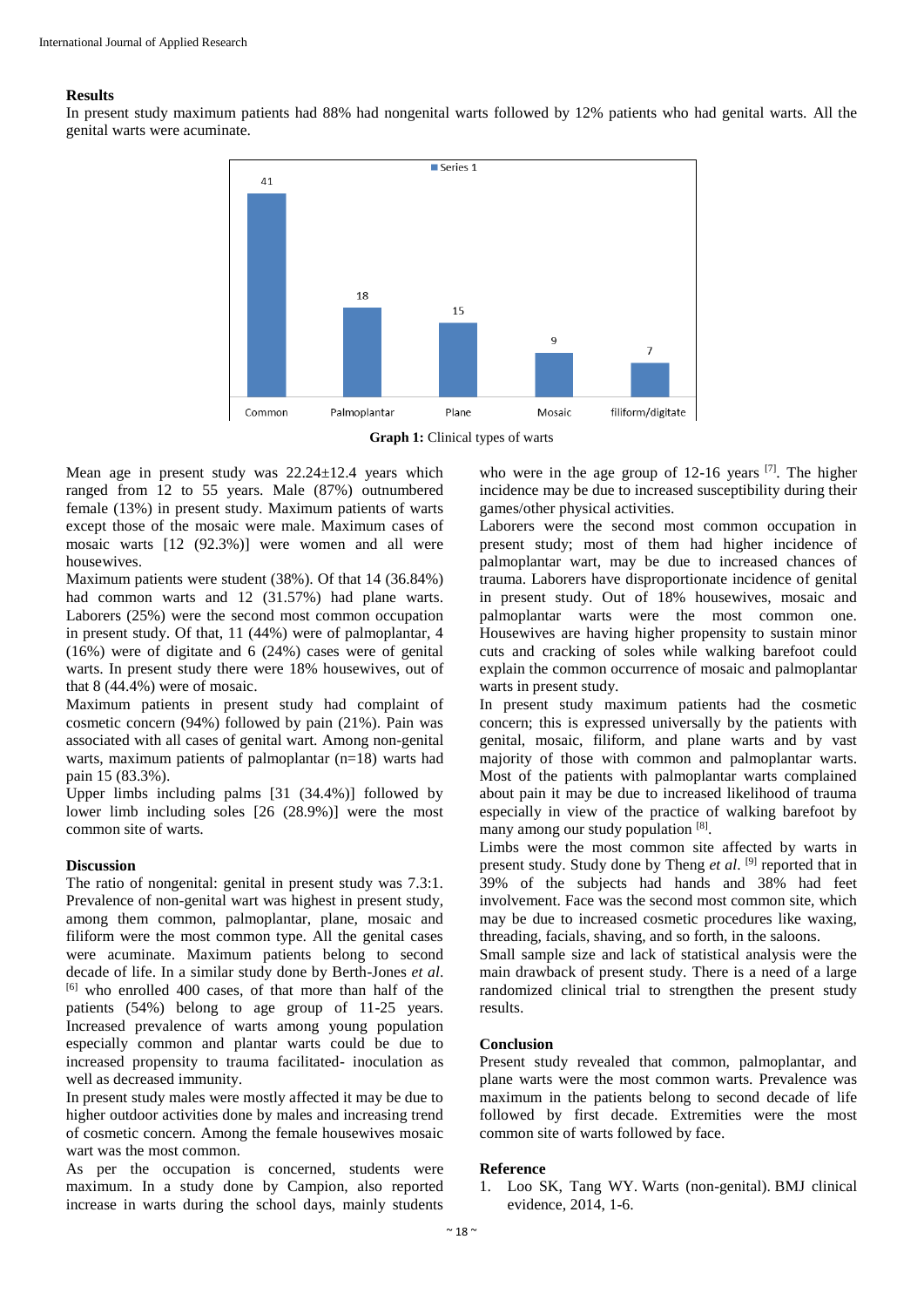## Results

In present study maximum patients had 88% had nongenital warts followed by 12% patients who had genital warts. All the genital warts were acuminate.

**Graph 1:** Clinical types of warts

Mean age in present study was 22.24±12.4 years which ranged from 12 to 55 years. Male (87%) outnumbered female (13%) in present study. Maximum patients of warts except those of the mosaic were male. Maximum cases of mosaic warts [12 (92.3%)] were women and all were housewives.

Maximum patients were student (38%). Of that 14 (36.84%) had common warts and 12 (31.57%) had plane warts. Laborers (25%) were the second most common occupation in present study. Of that, 11 (44%) were of palmoplantar, 4 (16%) were of digitate and 6 (24%) cases were of genital warts. In present study there were 18% housewives, out of that 8 (44.4%) were of mosaic.

Maximum patients in present study had complaint of cosmetic concern (94%) followed by pain (21%). Pain was associated with all cases of genital wart. Among non-genital warts, maximum patients of palmoplantar (n=18) warts had pain 15 (83.3%).

Upper limbs including palms [31 (34.4%)] followed by lower limb including soles [26 (28.9%)] were the most common site of warts.

## Discussion

The ratio of nongenital: genital in present study was 7.3:1. Prevalence of non-genital wart was highest in present study, among them common, palmoplantar, plane, mosaic and filiform were the most common type. All the genital cases were acuminate. Maximum patients belong to second decade of life. In a similar study done by Berth-Jones *et al*. [6] who enrolled 400 cases, of that more than half of the patients (54%) belong to age group of 11-25 years. Increased prevalence of warts among young population especially common and plantar warts could be due to increased propensity to trauma facilitated- inoculation as well as decreased immunity.

In present study males were mostly affected it may be due to higher outdoor activities done by males and increasing trend of cosmetic concern. Among the female housewives mosaic wart was the most common.

As per the occupation is concerned, students were maximum. In a study done by Campion, also reported increase in warts during the school days, mainly students who were in the age group of 12-16 years [7]. The higher incidence may be due to increased susceptibility during their games/other physical activities.

Laborers were the second most common occupation in present study; most of them had higher incidence of palmoplantar wart, may be due to increased chances of trauma. Laborers have disproportionate incidence of genital in present study. Out of 18% housewives, mosaic and palmoplantar warts were the most common one. Housewives are having higher propensity to sustain minor cuts and cracking of soles while walking barefoot could explain the common occurrence of mosaic and palmoplantar warts in present study.

In present study maximum patients had the cosmetic concern; this is expressed universally by the patients with genital, mosaic, filiform, and plane warts and by vast majority of those with common and palmoplantar warts. Most of the patients with palmoplantar warts complained about pain it may be due to increased likelihood of trauma especially in view of the practice of walking barefoot by many among our study population [8].

Limbs were the most common site affected by warts in present study. Study done by Theng *et al*. [9] reported that in 39% of the subjects had hands and 38% had feet involvement. Face was the second most common site, which may be due to increased cosmetic procedures like waxing, threading, facials, shaving, and so forth, in the saloons.

Small sample size and lack of statistical analysis were the main drawback of present study. There is a need of a large randomized clinical trial to strengthen the present study results.

## Conclusion

Present study revealed that common, palmoplantar, and plane warts were the most common warts. Prevalence was maximum in the patients belong to second decade of life followed by first decade. Extremities were the most common site of warts followed by face.

## Reference

1. Loo SK, Tang WY. Warts (non-genital). BMJ clinical evidence, 2014, 1-6.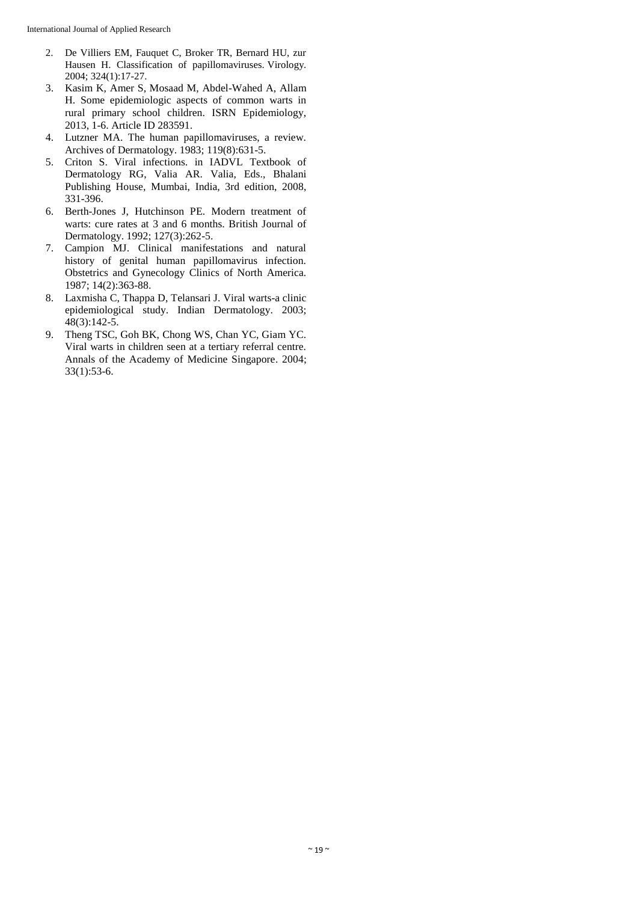2. De Villiers EM, Fauquet C, Broker TR, Bernard HU, zur Hausen H. Classification of papillomaviruses. Virology. 2004; 324(1):17-27.
3. Kasim K, Amer S, Mosaad M, Abdel-Wahed A, Allam H. Some epidemiologic aspects of common warts in rural primary school children. ISRN Epidemiology, 2013, 1-6. Article ID 283591.
4. Lutzner MA. The human papillomaviruses, a review. Archives of Dermatology. 1983; 119(8):631-5.
5. Criton S. Viral infections. in IADVL Textbook of Dermatology RG, Valia AR. Valia, Eds., Bhalani Publishing House, Mumbai, India, 3rd edition, 2008, 331-396.
6. Berth-Jones J, Hutchinson PE. Modern treatment of warts: cure rates at 3 and 6 months. British Journal of Dermatology. 1992; 127(3):262-5.
7. Campion MJ. Clinical manifestations and natural history of genital human papillomavirus infection. Obstetrics and Gynecology Clinics of North America. 1987; 14(2):363-88.
8. Laxmisha C, Thappa D, Telansari J. Viral warts-a clinic epidemiological study. Indian Dermatology. 2003; 48(3):142-5.
9. Theng TSC, Goh BK, Chong WS, Chan YC, Giam YC. Viral warts in children seen at a tertiary referral centre. Annals of the Academy of Medicine Singapore. 2004; 33(1):53-6.